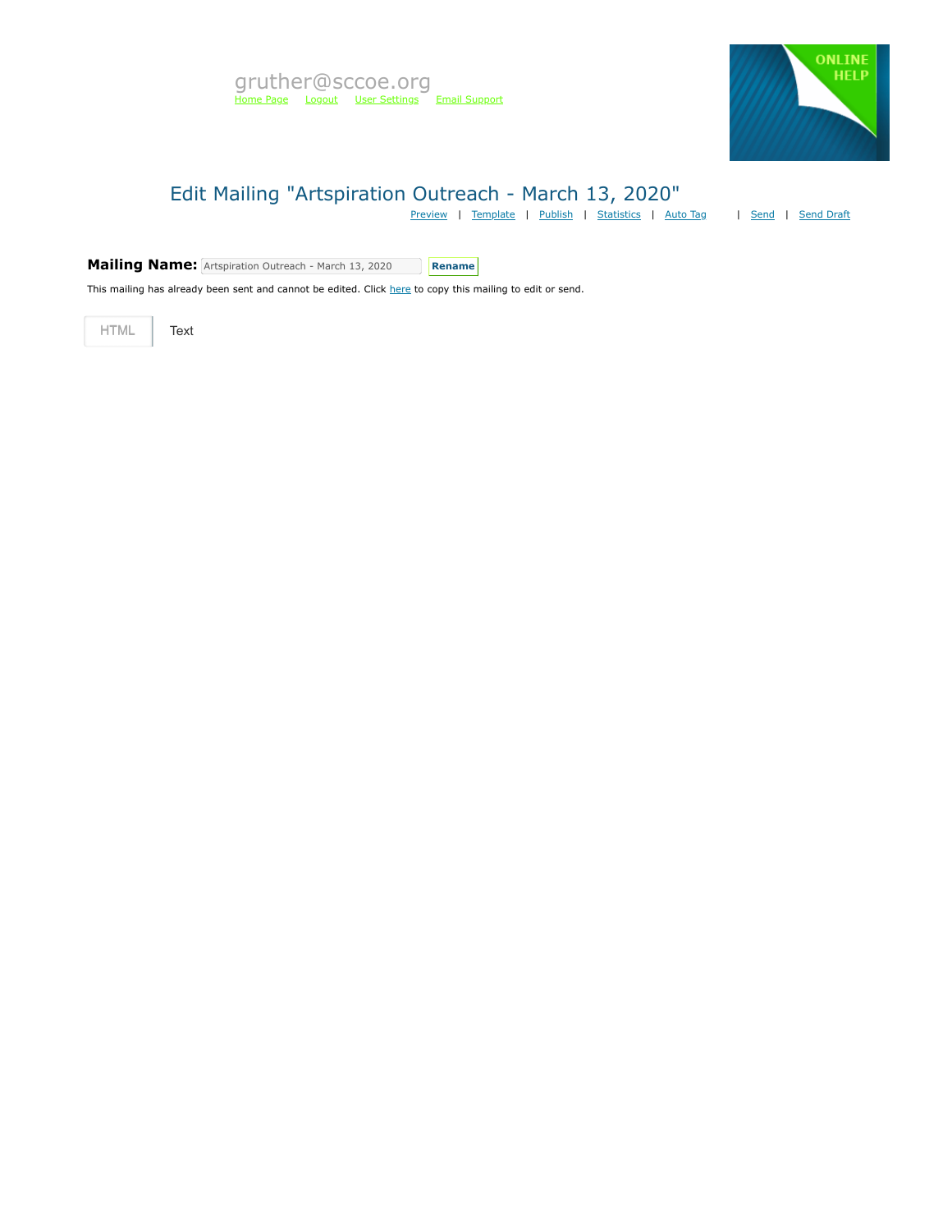gruther@sccoe.org

Home Page Logout User Settings Email Support

ONLINE HELP

# Edit Mailing "Artspiration Outreach - March 13, 2020"

Preview | Template | Publish | Statistics | Auto Tag | Send | Send Draft

**Mailing Name:** Artspiration Outreach - March 13, 2020 **Rename**

This mailing has already been sent and cannot be edited. Click here to copy this mailing to edit or send.

HTML Text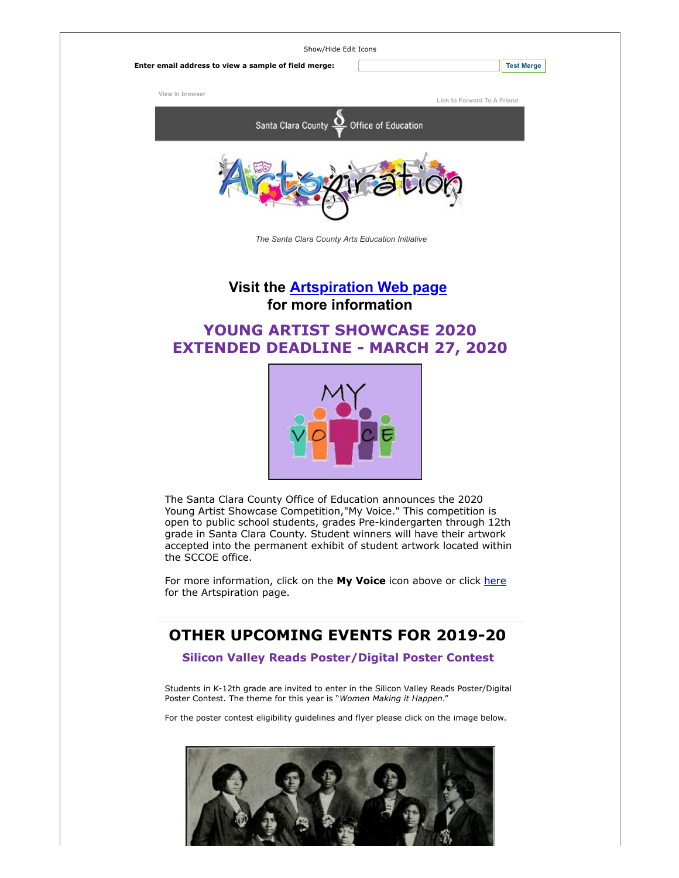Show/Hide Edit Icons

**Enter email address to view a sample of field merge:** Test Merge

View in browser

Link to Forward To A Friend

*The Santa Clara County Arts Education Initiative*

## Visit the Artspiration Web page for more information

## YOUNG ARTIST SHOWCASE 2020 EXTENDED DEADLINE - MARCH 27, 2020

The Santa Clara County Office of Education announces the 2020 Young Artist Showcase Competition,"My Voice." This competition is open to public school students, grades Pre-kindergarten through 12th grade in Santa Clara County. Student winners will have their artwork accepted into the permanent exhibit of student artwork located within the SCCOE office.

For more information, click on the **My Voice** icon above or click here for the Artspiration page.

## OTHER UPCOMING EVENTS FOR 2019-20

### Silicon Valley Reads Poster/Digital Poster Contest

Students in K-12th grade are invited to enter in the Silicon Valley Reads Poster/Digital Poster Contest. The theme for this year is "*Women Making it Happen*."

For the poster contest eligibility guidelines and flyer please click on the image below.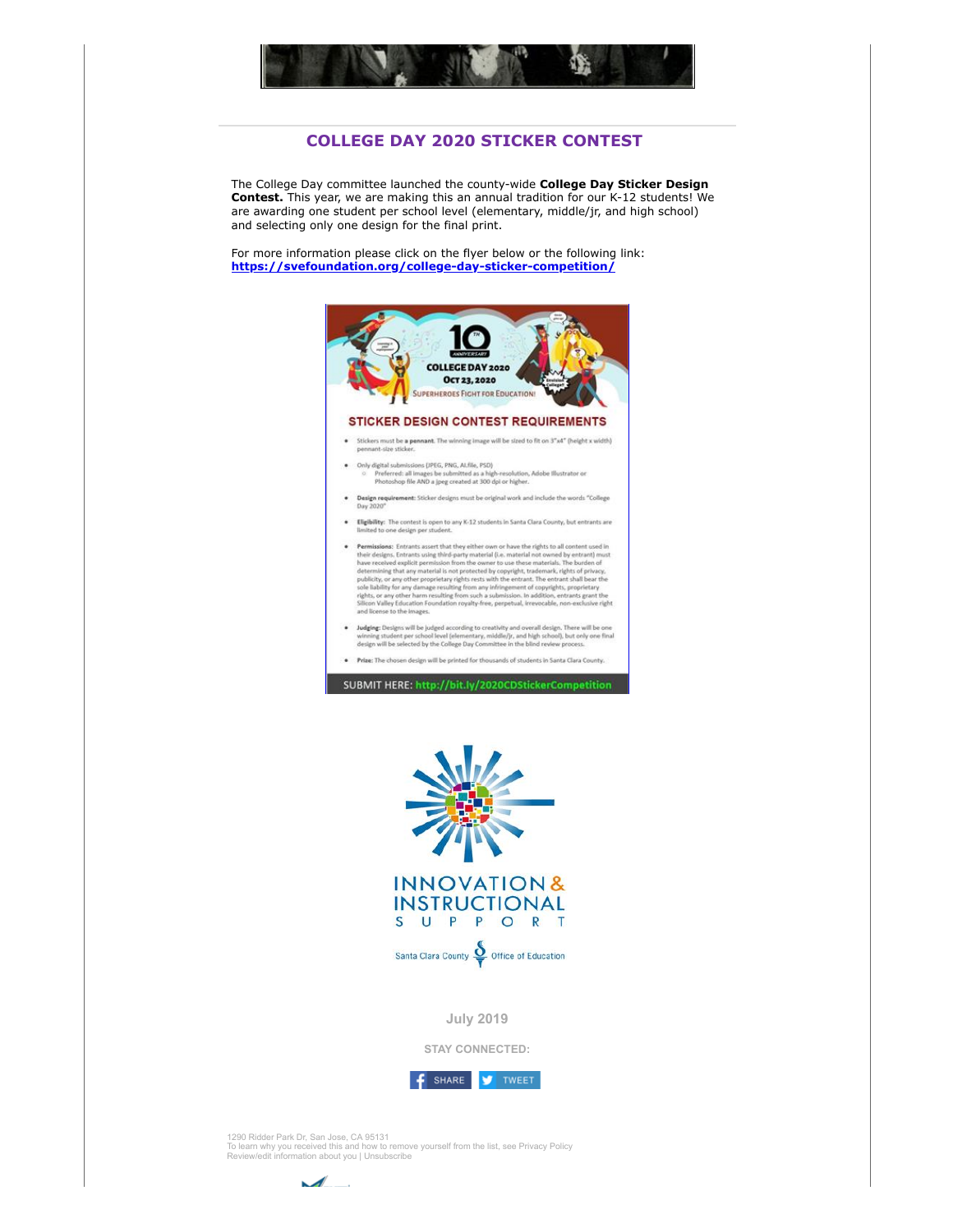## COLLEGE DAY 2020 STICKER CONTEST

The College Day committee launched the county-wide **College Day Sticker Design Contest.** This year, we are making this an annual tradition for our K-12 students! We are awarding one student per school level (elementary, middle/jr, and high school) and selecting only one design for the final print.

For more information please click on the flyer below or the following link: **https://svefoundation.org/college-day-sticker-competition/**

10TH ANNIVERSARY
COLLEGE DAY 2020
OCT 23, 2020
SUPERHEROES FIGHT FOR EDUCATION!

### STICKER DESIGN CONTEST REQUIREMENTS

- Stickers must be a **pennant**. The winning image will be sized to fit on 3"x4" (height x width) pennant-size sticker.
- Only digital submissions (JPEG, PNG, AI.file, PSD)
  - Preferred: all images be submitted as a high-resolution, Adobe Illustrator or Photoshop file AND a jpeg created at 300 dpi or higher.
- **Design requirement:** Sticker designs must be original work and include the words "College Day 2020"
- **Eligibility:** The contest is open to any K-12 students in Santa Clara County, but entrants are limited to one design per student.
- **Permissions:** Entrants assert that they either own or have the rights to all content used in their designs. Entrants using third-party material (i.e. material not owned by entrant) must have received explicit permission from the owner to use these materials. The burden of determining that any material is not protected by copyright, trademark, rights of privacy, publicity, or any other proprietary rights rests with the entrant. The entrant shall bear the sole liability for any damage resulting from any infringement of copyrights, proprietary rights, or any other harm resulting from such a submission. In addition, entrants grant the Silicon Valley Education Foundation royalty-free, perpetual, irrevocable, non-exclusive right and license to the images.
- **Judging:** Designs will be judged according to creativity and overall design. There will be one winning student per school level (elementary, middle/jr, and high school), but only one final design will be selected by the College Day Committee in the blind review process.
- **Prize:** The chosen design will be printed for thousands of students in Santa Clara County.

SUBMIT HERE: http://bit.ly/2020CDStickerCompetition

INNOVATION & INSTRUCTIONAL SUPPORT
Santa Clara County Office of Education

July 2019

STAY CONNECTED:

SHARE TWEET

1290 Ridder Park Dr, San Jose, CA 95131
To learn why you received this and how to remove yourself from the list, see Privacy Policy
Review/edit information about you | Unsubscribe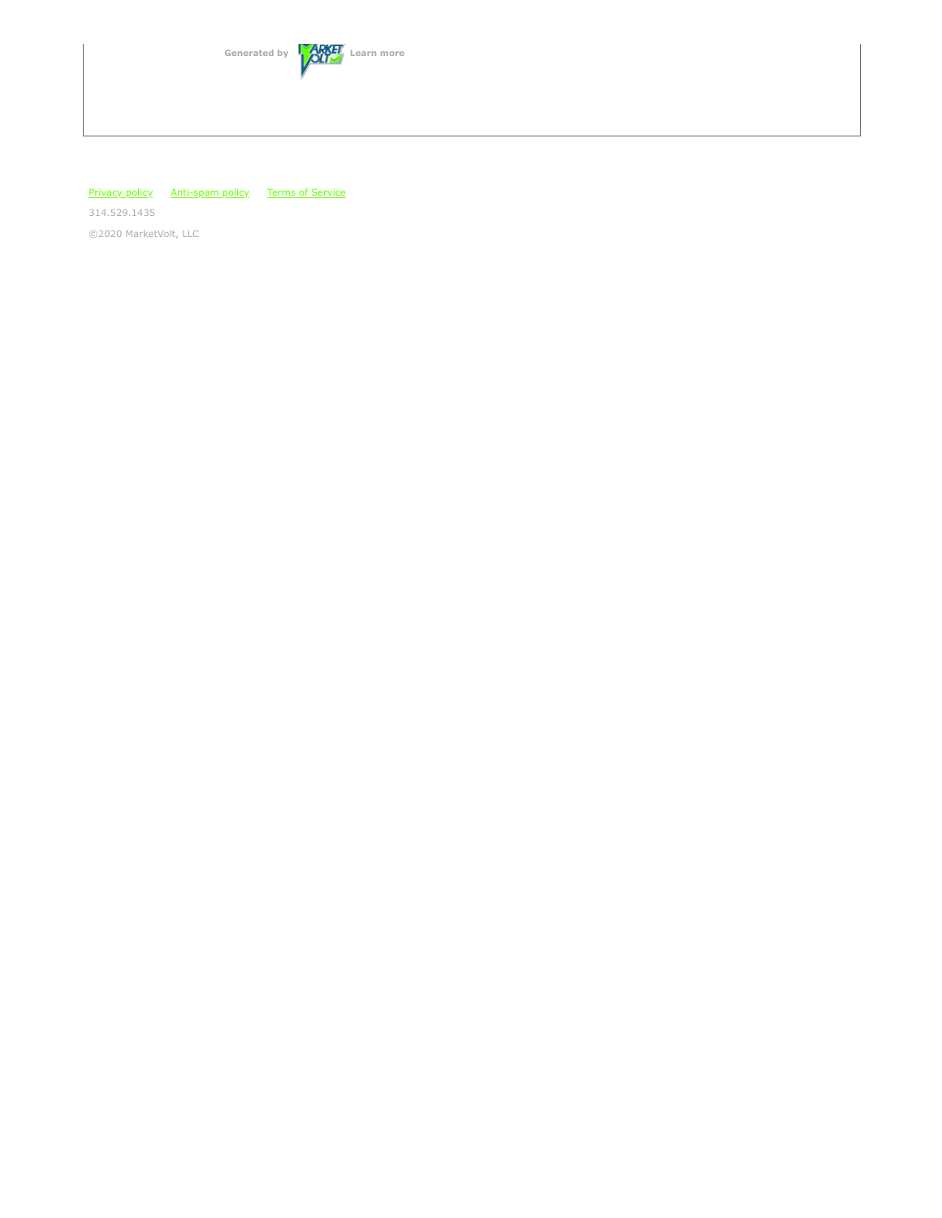Generated by MarketVolt Learn more

Privacy policy Anti-spam policy Terms of Service

314.529.1435

©2020 MarketVolt, LLC